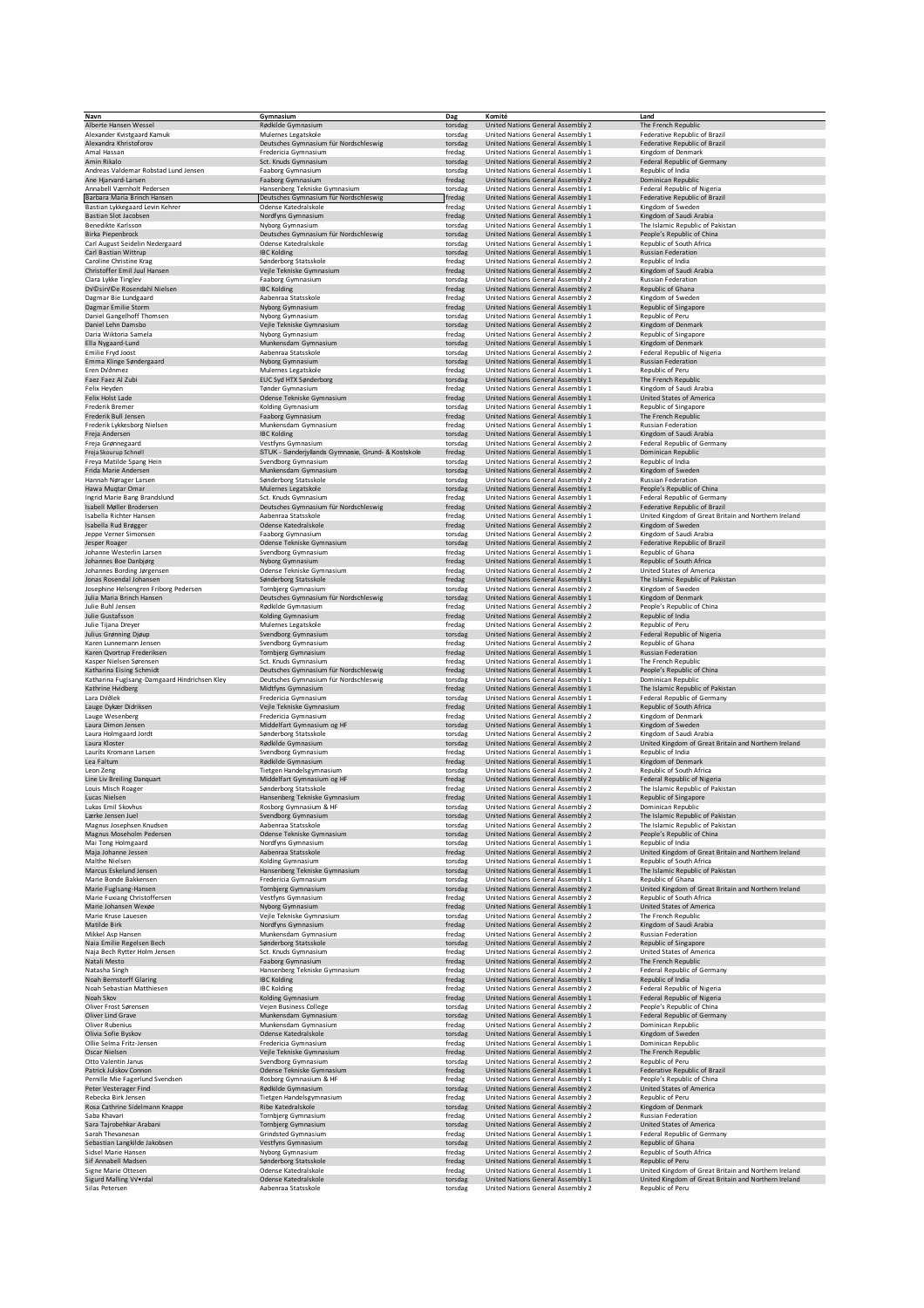| Navn | Gymnasium | Dag | Komité | Land |
|---|---|---|---|---|
| Alberte Hansen Wessel | Rødkilde Gymnasium | torsdag | United Nations General Assembly 2 | The French Republic |
| Alexander Kvistgaard Kamuk | Mulernes Legatskole | torsdag | United Nations General Assembly 1 | Federative Republic of Brazil |
| Alexandra Khristoforov | Deutsches Gymnasium für Nordschleswig | torsdag | United Nations General Assembly 1 | Federative Republic of Brazil |
| Amal Hassan | Fredericia Gymnasium | fredag | United Nations General Assembly 1 | Kingdom of Denmark |
| Amin Rikalo | Sct. Knuds Gymnasium | torsdag | United Nations General Assembly 2 | Federal Republic of Germany |
| Andreas Valdemar Robstad Lund Jensen | Faaborg Gymnasium | torsdag | United Nations General Assembly 1 | Republic of India |
| Ane Hjarvard-Larsen | Faaborg Gymnasium | fredag | United Nations General Assembly 2 | Dominican Republic |
| Annabell Værnholt Pedersen | Hansenberg Tekniske Gymnasium | torsdag | United Nations General Assembly 1 | Federal Republic of Nigeria |
| Barbara Maria Brinch Hansen | Deutsches Gymnasium für Nordschleswig | fredag | United Nations General Assembly 1 | Federative Republic of Brazil |
| Bastian Lykkegaard Levin Kehrer | Odense Katedralskole | fredag | United Nations General Assembly 1 | Kingdom of Sweden |
| Bastian Slot Jacobsen | Nordfyns Gymnasium | fredag | United Nations General Assembly 1 | Kingdom of Saudi Arabia |
| Benedikte Karlsson | Nyborg Gymnasium | torsdag | United Nations General Assembly 1 | The Islamic Republic of Pakistan |
| Birka Piepenbrock | Deutsches Gymnasium für Nordschleswig | torsdag | United Nations General Assembly 1 | People's Republic of China |
| Carl August Seidelin Nedergaard | Odense Katedralskole | torsdag | United Nations General Assembly 1 | Republic of South Africa |
| Carl Bastian Wittrup | IBC Kolding | torsdag | United Nations General Assembly 1 | Russian Federation |
| Caroline Christine Krag | Sønderborg Statsskole | fredag | United Nations General Assembly 2 | Republic of India |
| Christoffer Emil Juul Hansen | Vejle Tekniske Gymnasium | fredag | United Nations General Assembly 2 | Kingdom of Saudi Arabia |
| Clara Lykke Tinglev | Faaborg Gymnasium | torsdag | United Nations General Assembly 2 | Russian Federation |
| DVÐsirVÐe Rosendahl Nielsen | IBC Kolding | fredag | United Nations General Assembly 2 | Republic of Ghana |
| Dagmar Bie Lundgaard | Aabenraa Statsskole | fredag | United Nations General Assembly 2 | Kingdom of Sweden |
| Dagmar Emilie Storm | Nyborg Gymnasium | fredag | United Nations General Assembly 1 | Republic of Singapore |
| Daniel Gangelhoff Thomsen | Nyborg Gymnasium | torsdag | United Nations General Assembly 1 | Republic of Peru |
| Daniel Lehn Damsbo | Vejle Tekniske Gymnasium | torsdag | United Nations General Assembly 2 | Kingdom of Denmark |
| Daria Wiktoria Samela | Nyborg Gymnasium | fredag | United Nations General Assembly 2 | Republic of Singapore |
| Ella Nygaard-Lund | Munkensdam Gymnasium | torsdag | United Nations General Assembly 1 | Kingdom of Denmark |
| Emilie Fryd Joost | Aabenraa Statsskole | torsdag | United Nations General Assembly 2 | Federal Republic of Nigeria |
| Emma Klinge Søndergaard | Nyborg Gymnasium | torsdag | United Nations General Assembly 1 | Russian Federation |
| Eren DVÐnmez | Mulernes Legatskole | fredag | United Nations General Assembly 1 | Republic of Peru |
| Faez Faez Al Zubi | EUC Syd HTX Sønderborg | torsdag | United Nations General Assembly 1 | The French Republic |
| Felix Heyden | Tønder Gymnasium | fredag | United Nations General Assembly 1 | Kingdom of Saudi Arabia |
| Felix Holst Lade | Odense Tekniske Gymnasium | fredag | United Nations General Assembly 1 | United States of America |
| Frederik Bremer | Kolding Gymnasium | torsdag | United Nations General Assembly 1 | Republic of Singapore |
| Frederik Bull Jensen | Faaborg Gymnasium | fredag | United Nations General Assembly 1 | The French Republic |
| Frederik Lykkesborg Nielsen | Munkensdam Gymnasium | fredag | United Nations General Assembly 1 | Russian Federation |
| Freja Andersen | IBC Kolding | torsdag | United Nations General Assembly 1 | Kingdom of Saudi Arabia |
| Freja Grønnegaard | Vestfyns Gymnasium | torsdag | United Nations General Assembly 2 | Federal Republic of Germany |
| Freja Skourup Schnell | STUK - Sønderjyllands Gymnasie, Grund- & Kostskole | fredag | United Nations General Assembly 1 | Dominican Republic |
| Freya Matilde Spang Hein | Svendborg Gymnasium | torsdag | United Nations General Assembly 2 | Republic of India |
| Frida Marie Andersen | Munkensdam Gymnasium | torsdag | United Nations General Assembly 2 | Kingdom of Sweden |
| Hannah Nørager Larsen | Sønderborg Statsskole | torsdag | United Nations General Assembly 2 | Russian Federation |
| Hawa Muqtar Omar | Mulernes Legatskole | torsdag | United Nations General Assembly 1 | People's Republic of China |
| Ingrid Marie Bang Brandslund | Sct. Knuds Gymnasium | fredag | United Nations General Assembly 1 | Federal Republic of Germany |
| Isabell Møller Brodersen | Deutsches Gymnasium für Nordschleswig | fredag | United Nations General Assembly 2 | Federative Republic of Brazil |
| Isabella Richter Hansen | Aabenraa Statsskole | fredag | United Nations General Assembly 1 | United Kingdom of Great Britain and Northern Ireland |
| Isabella Rud Brøgger | Odense Katedralskole | fredag | United Nations General Assembly 2 | Kingdom of Sweden |
| Jeppe Verner Simonsen | Faaborg Gymnasium | torsdag | United Nations General Assembly 2 | Kingdom of Saudi Arabia |
| Jesper Roager | Odense Tekniske Gymnasium | torsdag | United Nations General Assembly 2 | Federative Republic of Brazil |
| Johanne Westerlin Larsen | Svendborg Gymnasium | fredag | United Nations General Assembly 1 | Republic of Ghana |
| Johannes Boe Danbjørg | Nyborg Gymnasium | fredag | United Nations General Assembly 1 | Republic of South Africa |
| Johannes Bording Jørgensen | Odense Tekniske Gymnasium | fredag | United Nations General Assembly 2 | United States of America |
| Jonas Rosendal Johansen | Sønderborg Statsskole | fredag | United Nations General Assembly 1 | The Islamic Republic of Pakistan |
| Josephine Helsengren Friborg Pedersen | Tornbjerg Gymnasium | torsdag | United Nations General Assembly 2 | Kingdom of Sweden |
| Julia Maria Brinch Hansen | Deutsches Gymnasium für Nordschleswig | torsdag | United Nations General Assembly 1 | Kingdom of Denmark |
| Julie Buhl Jensen | Rødkilde Gymnasium | fredag | United Nations General Assembly 2 | People's Republic of China |
| Julie Gustafsson | Kolding Gymnasium | fredag | United Nations General Assembly 2 | Republic of India |
| Julie Tijana Dreyer | Mulernes Legatskole | fredag | United Nations General Assembly 2 | Republic of Peru |
| Julius Grønning Djøup | Svendborg Gymnasium | torsdag | United Nations General Assembly 2 | Federal Republic of Nigeria |
| Karen Lunnemann Jensen | Svendborg Gymnasium | fredag | United Nations General Assembly 2 | Republic of Ghana |
| Karen Qvortrup Frederiksen | Tornbjerg Gymnasium | fredag | United Nations General Assembly 1 | Russian Federation |
| Kasper Nielsen Sørensen | Sct. Knuds Gymnasium | fredag | United Nations General Assembly 1 | The French Republic |
| Katharina Eising Schmidt | Deutsches Gymnasium für Nordschleswig | fredag | United Nations General Assembly 1 | People's Republic of China |
| Katharina Fuglsang-Damgaard Hindrichsen Kley | Deutsches Gymnasium für Nordschleswig | torsdag | United Nations General Assembly 1 | Dominican Republic |
| Kathrine Hvidberg | Midtfyns Gymnasium | fredag | United Nations General Assembly 1 | The Islamic Republic of Pakistan |
| Lara DVÐlek | Fredericia Gymnasium | torsdag | United Nations General Assembly 1 | Federal Republic of Germany |
| Lauge Dykær Didriksen | Vejle Tekniske Gymnasium | fredag | United Nations General Assembly 1 | Republic of South Africa |
| Lauge Wesenberg | Fredericia Gymnasium | fredag | United Nations General Assembly 2 | Kingdom of Denmark |
| Laura Dimon Jensen | Middelfart Gymnasium og HF | torsdag | United Nations General Assembly 1 | Kingdom of Sweden |
| Laura Holmgaard Jensen | Sønderborg Statsskole | torsdag | United Nations General Assembly 2 | Kingdom of Saudi Arabia |
| Laura Kloster | Rødkilde Gymnasium | torsdag | United Nations General Assembly 2 | United Kingdom of Great Britain and Northern Ireland |
| Laurits Kromann Larsen | Svendborg Gymnasium | fredag | United Nations General Assembly 1 | Republic of India |
| Lea Faltum | Rødkilde Gymnasium | fredag | United Nations General Assembly 1 | Kingdom of Denmark |
| Leon Zeng | Tietgen Handelsgymnasium | torsdag | United Nations General Assembly 2 | Republic of South Africa |
| Line Liv Breiling Danquart | Middelfart Gymnasium og HF | fredag | United Nations General Assembly 2 | Federal Republic of Nigeria |
| Louis Misch Roager | Sønderborg Statsskole | fredag | United Nations General Assembly 2 | The Islamic Republic of Pakistan |
| Lucas Nielsen | Hansenberg Tekniske Gymnasium | fredag | United Nations General Assembly 1 | Republic of Singapore |
| Lukas Emil Skovhus | Rosborg Gymnasium & HF | torsdag | United Nations General Assembly 2 | Dominican Republic |
| Lærke Jensen Juel | Svendborg Gymnasium | torsdag | United Nations General Assembly 2 | The Islamic Republic of Pakistan |
| Magnus Josephsen Knudsen | Aabenraa Statsskole | torsdag | United Nations General Assembly 2 | The Islamic Republic of Pakistan |
| Magnus Moseholm Pedersen | Odense Tekniske Gymnasium | torsdag | United Nations General Assembly 2 | People's Republic of China |
| Mai Tong Holmgaard | Nordfyns Gymnasium | torsdag | United Nations General Assembly 1 | Republic of India |
| Maja Johanne Jessen | Aabenraa Statsskole | fredag | United Nations General Assembly 2 | United Kingdom of Great Britain and Northern Ireland |
| Malthe Nielsen | Kolding Gymnasium | torsdag | United Nations General Assembly 1 | Republic of South Africa |
| Marcus Eskelund Jensen | Hansenberg Tekniske Gymnasium | torsdag | United Nations General Assembly 1 | The Islamic Republic of Pakistan |
| Marie Bonde Bakkensen | Fredericia Gymnasium | torsdag | United Nations General Assembly 1 | Republic of Ghana |
| Marie Fuglsang-Hansen | Tornbjerg Gymnasium | torsdag | United Nations General Assembly 2 | United Kingdom of Great Britain and Northern Ireland |
| Marie Fuxiang Christoffersen | Vestfyns Gymnasium | fredag | United Nations General Assembly 2 | Republic of South Africa |
| Marie Johansen Wexøe | Nyborg Gymnasium | fredag | United Nations General Assembly 1 | United States of America |
| Marie Kruse Lauesen | Vejle Tekniske Gymnasium | torsdag | United Nations General Assembly 2 | The French Republic |
| Matilde Birk | Nordfyns Gymnasium | fredag | United Nations General Assembly 2 | Kingdom of Saudi Arabia |
| Mikkel Asp Hansen | Munkensdam Gymnasium | fredag | United Nations General Assembly 2 | Russian Federation |
| Naia Emilie Regelsen Bech | Sønderborg Statsskole | torsdag | United Nations General Assembly 2 | Republic of Singapore |
| Naja Bech Rytter Holm Jensen | Sct. Knuds Gymnasium | fredag | United Nations General Assembly 2 | United States of America |
| Natali Mesto | Faaborg Gymnasium | fredag | United Nations General Assembly 2 | The French Republic |
| Natasha Singh | Hansenberg Tekniske Gymnasium | fredag | United Nations General Assembly 2 | Federal Republic of Germany |
| Noah Bernstorff Glaring | IBC Kolding | fredag | United Nations General Assembly 1 | Republic of India |
| Noah Sebastian Matthiesen | IBC Kolding | fredag | United Nations General Assembly 2 | Federal Republic of Nigeria |
| Noah Skov | Kolding Gymnasium | fredag | United Nations General Assembly 1 | Federal Republic of Nigeria |
| Oliver Frost Sørensen | Vejen Business College | torsdag | United Nations General Assembly 2 | People's Republic of China |
| Oliver Lind Grave | Munkensdam Gymnasium | torsdag | United Nations General Assembly 1 | Federal Republic of Germany |
| Oliver Rubenius | Munkensdam Gymnasium | fredag | United Nations General Assembly 2 | Dominican Republic |
| Olivia Sofie Byskov | Odense Katedralskole | torsdag | United Nations General Assembly 1 | Kingdom of Sweden |
| Ollie Selma Fritz-Jensen | Fredericia Gymnasium | fredag | United Nations General Assembly 1 | Dominican Republic |
| Oscar Nielsen | Vejle Tekniske Gymnasium | fredag | United Nations General Assembly 2 | The French Republic |
| Otto Valentin Janus | Svendborg Gymnasium | torsdag | United Nations General Assembly 2 | Republic of Peru |
| Patrick Julskov Connon | Odense Tekniske Gymnasium | fredag | United Nations General Assembly 1 | Federative Republic of Brazil |
| Pernille Mie Fagerlund Svendsen | Rosborg Gymnasium & HF | fredag | United Nations General Assembly 1 | People's Republic of China |
| Peter Vesterager Find | Rødkilde Gymnasium | torsdag | United Nations General Assembly 2 | United States of America |
| Rebecka Birk Jensen | Tietgen Handelsgymnasium | fredag | United Nations General Assembly 2 | Republic of Peru |
| Rosa Cathrine Sidelmann Knappe | Ribe Katedralskole | torsdag | United Nations General Assembly 2 | Kingdom of Denmark |
| Saba Khavari | Tornbjerg Gymnasium | fredag | United Nations General Assembly 2 | Russian Federation |
| Sara Tajrobehkar Arabani | Tornbjerg Gymnasium | torsdag | United Nations General Assembly 2 | United States of America |
| Sarah Thevanesan | Grindsted Gymnasium | fredag | United Nations General Assembly 1 | Federal Republic of Germany |
| Sebastian Langkilde Jakobsen | Vestfyns Gymnasium | torsdag | United Nations General Assembly 2 | Republic of Ghana |
| Sidsel Marie Hansen | Nyborg Gymnasium | fredag | United Nations General Assembly 2 | Republic of South Africa |
| Sif Annabell Madsen | Sønderborg Statsskole | fredag | United Nations General Assembly 1 | Republic of Peru |
| Signe Marie Ottesen | Odense Katedralskole | fredag | United Nations General Assembly 1 | United Kingdom of Great Britain and Northern Ireland |
| Sigurd Malling VV•rdal | Odense Katedralskole | torsdag | United Nations General Assembly 1 | United Kingdom of Great Britain and Northern Ireland |
| Silas Petersen | Aabenraa Statsskole | torsdag | United Nations General Assembly 2 | Republic of Peru |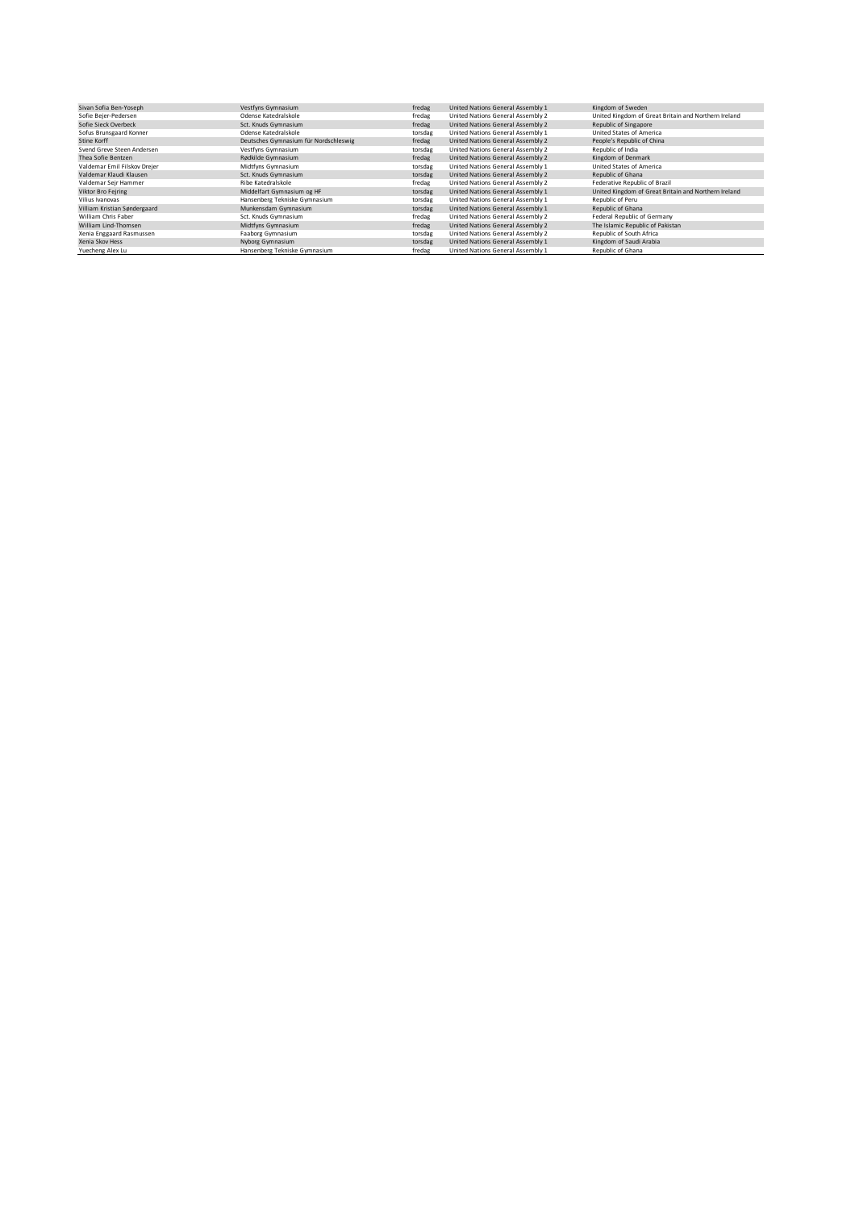| | | | | |
|---|---|---|---|---|
| Sivan Sofia Ben-Yoseph | Vestfyns Gymnasium | fredag | United Nations General Assembly 1 | Kingdom of Sweden |
| Sofie Bejer-Pedersen | Odense Katedralskole | fredag | United Nations General Assembly 2 | United Kingdom of Great Britain and Northern Ireland |
| Sofie Sieck Overbeck | Sct. Knuds Gymnasium | fredag | United Nations General Assembly 2 | Republic of Singapore |
| Sofus Brunsgaard Konner | Odense Katedralskole | torsdag | United Nations General Assembly 1 | United States of America |
| Stine Korff | Deutsches Gymnasium für Nordschleswig | fredag | United Nations General Assembly 2 | People's Republic of China |
| Svend Greve Steen Andersen | Vestfyns Gymnasium | torsdag | United Nations General Assembly 2 | Republic of India |
| Thea Sofie Bentzen | Rødkilde Gymnasium | fredag | United Nations General Assembly 2 | Kingdom of Denmark |
| Valdemar Emil Filskov Drejer | Midtfyns Gymnasium | torsdag | United Nations General Assembly 1 | United States of America |
| Valdemar Klaudi Klausen | Sct. Knuds Gymnasium | torsdag | United Nations General Assembly 2 | Republic of Ghana |
| Valdemar Sejr Hammer | Ribe Katedralskole | fredag | United Nations General Assembly 2 | Federative Republic of Brazil |
| Viktor Bro Fejring | Middelfart Gymnasium og HF | torsdag | United Nations General Assembly 1 | United Kingdom of Great Britain and Northern Ireland |
| Vilius Ivanovas | Hansenberg Tekniske Gymnasium | torsdag | United Nations General Assembly 1 | Republic of Peru |
| William Kristian Søndergaard | Munkensdam Gymnasium | torsdag | United Nations General Assembly 1 | Republic of Ghana |
| William Chris Faber | Sct. Knuds Gymnasium | fredag | United Nations General Assembly 2 | Federal Republic of Germany |
| William Lind-Thomsen | Midtfyns Gymnasium | fredag | United Nations General Assembly 2 | The Islamic Republic of Pakistan |
| Xenia Enggaard Rasmussen | Faaborg Gymnasium | torsdag | United Nations General Assembly 2 | Republic of South Africa |
| Xenia Skov Hess | Nyborg Gymnasium | torsdag | United Nations General Assembly 1 | Kingdom of Saudi Arabia |
| Yuecheng Alex Lu | Hansenberg Tekniske Gymnasium | fredag | United Nations General Assembly 1 | Republic of Ghana |